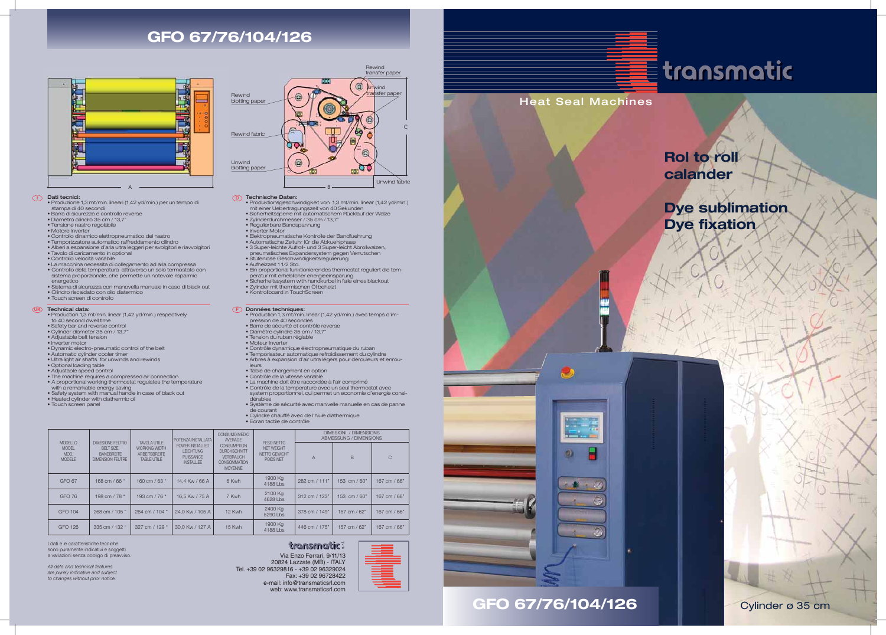# GFO 67/76/104/126

Rewind transfer paper

Unwind transfer paper

Rewind blotting paper

Rewind fabric

Unwind blotting paper

Unwind fabric

A

B

C

## I — Dati tecnici:

- Produzione 1,3 mt/min. lineari (1,42 yd/min.) per un tempo di stampa di 40 secondi
- Barra di sicurezza e controllo reverse
- Diametro cilindro 35 cm / 13,7"
- Tensione nastro regolabile
- Motore Inverter
- Controllo dinamico elettropneumatico del nastro
- Temporizzatore automatico raffreddamento cilindro
- Alberi a espansione d'aria ultra leggeri per svolgitori e riavvolgitori
- Tavolo di caricamento in optional
- Controllo velocità variabile
- La macchina necessita di collegamento ad aria compressa
- Controllo della temperatura attraverso un solo termostato con sistema proporzionale, che permette un notevole risparmio energetico
- Sistema di sicurezza con manovella manuale in caso di black out
- Cilindro riscaldato con olio diatermico
- Touch screen di controllo

## UK — Technical data:

- Production 1,3 mt/min. linear (1,42 yd/min.) respectively to 40 second dwell time
- Safety bar and reverse control
- Cylinder diameter 35 cm / 13,7"
- Adjustable belt tension
- Inverter motor
- Dynamic electro-pneumatic control of the belt
- Automatic cylinder cooler timer
- Ultra light air shafts for unwinds and rewinds
- Optional loading table
- Adjustable speed control
- The machine requires a compressed air connection
- A proportional working thermostat regulates the temperature with a remarkable energy saving
- Safety system with manual handle in case of black out
- Heated cylinder with diathermic oil
- Touch screen panel

## D — Technische Daten:

- Produktionsgeschwindigkeit von 1,3 mt/min. linear (1,42 yd/min.) mit einer Uebertragungszeit von 40 Sekunden
- Sicherheitssperre mit automatischem Rücklauf der Walze
- Zylinderdurchmesser / 35 cm / 13,7"
- Regulierbare Bandspannung
- Inverter Motor
- Elektropneumatische Kontrolle der Bandfuehrung
- Automatische Zeituhr für die Abkuehlphase
- 3 Super-leichte Aufroll- und 3 Super-leicht Abrollwalzen, pneumatisches Expandersystem gegen Verrutschen
- Stufenlose Geschwindigkeitsregulierung
- Aufheizzeit 1 1/2 Std.
- Ein proportional funktionierendes thermostat reguliert die temperatur mit erheblicher energieeinsparung
- Sicherheitssystem with handkurbel in falle eines blackout
- Zylinder mit thermischen Öl beheizt
- Kontrollboard in TouchScreen

## F — Données techniques:

- Production 1,3 mt/min. linear (1,42 yd/min.) avec temps d'impression de 40 secondes
- Barre de sécurité et contrôle reverse
- Diamètre cylindre 35 cm / 13,7"
- Tension du ruban réglable
- Moteur Inverter
- Contrôle dynamique électropneumatique du ruban
- Temporisateur automatique refroidissement du cylindre
- Arbres à expansion d'air ultra légers pour dérouleurs et enrouleurs
- Table de chargement en option
- Contrôle de la vitesse variable
- La machine doit être raccordée à l'air comprimé
- Contrôle de la temperature avec un seul thermostat avec system proportionnel, qui permet un economie d'energie considérables
- Système de sécurité avec manivelle manuelle en cas de panne de courant
- Cylindre chauffé avec de l'huile diathermique
- Ecran tactile de contrôle

| MODELLO MODEL MOD. MODELE | DIMESIONE FELTRO BELT SIZE BANDBREITE DIMENSION FEUTRE | TAVOLA UTILE WORKING WIDTH ARBEITSBREITE TABLE UTILE | POTENZA INSTALLATA POWER INSTALLED LEICHTUNG PUISSANCE INSTALLEE | CONSUMO MEDIO AVERAGE CONSUMPTION DURCHSCHNITT VERBRAUCH CONSOMMATION MOYENNE | PESO NETTO NET WEIGHT NETTO GEWICHT POIDS NET | DIMESIONI / DIMENSIONS ABMESSUNG / DIMENSIONS | | |
|---|---|---|---|---|---|---|---|---|
| | | | | | | A | B | C |
| GFO 67 | 168 cm / 66 " | 160 cm / 63 " | 14,4 Kw / 66 A | 6 Kwh | 1900 Kg 4188 Lbs | 282 cm / 111" | 153 cm / 60" | 167 cm / 66" |
| GFO 76 | 198 cm / 78 " | 193 cm / 76 " | 16,5 Kw / 75 A | 7 Kwh | 2100 Kg 4628 Lbs | 312 cm / 123" | 153 cm / 60" | 167 cm / 66" |
| GFO 104 | 268 cm / 105 " | 264 cm / 104 " | 24,0 Kw / 105 A | 12 Kwh | 2400 Kg 5290 Lbs | 378 cm / 149" | 157 cm / 62" | 167 cm / 66" |
| GFO 126 | 335 cm / 132 " | 327 cm / 129 " | 30,0 Kw / 127 A | 15 Kwh | 1900 Kg 4188 Lbs | 446 cm / 175" | 157 cm / 62" | 167 cm / 66" |

I dati e le caratteristiche tecniche sono puramente indicativi e soggetti a variazioni senza obbligo di preavviso.

*All data and technical features are purely indicative and subject to changes without prior notice.*

transmatic s.r.l.
Via Enzo Ferrari, 9/11/13
20824 Lazzate (MB) - ITALY
Tel. +39 02 96329816 - +39 02 96329024
Fax: +39 02 96728422
e-mail: info@transmaticsrl.com
web: www.transmaticsrl.com

# transmatic

Heat Seal Machines

## Rol to roll calander

## Dye sublimation
## Dye fixation

## GFO 67/76/104/126

Cylinder ø 35 cm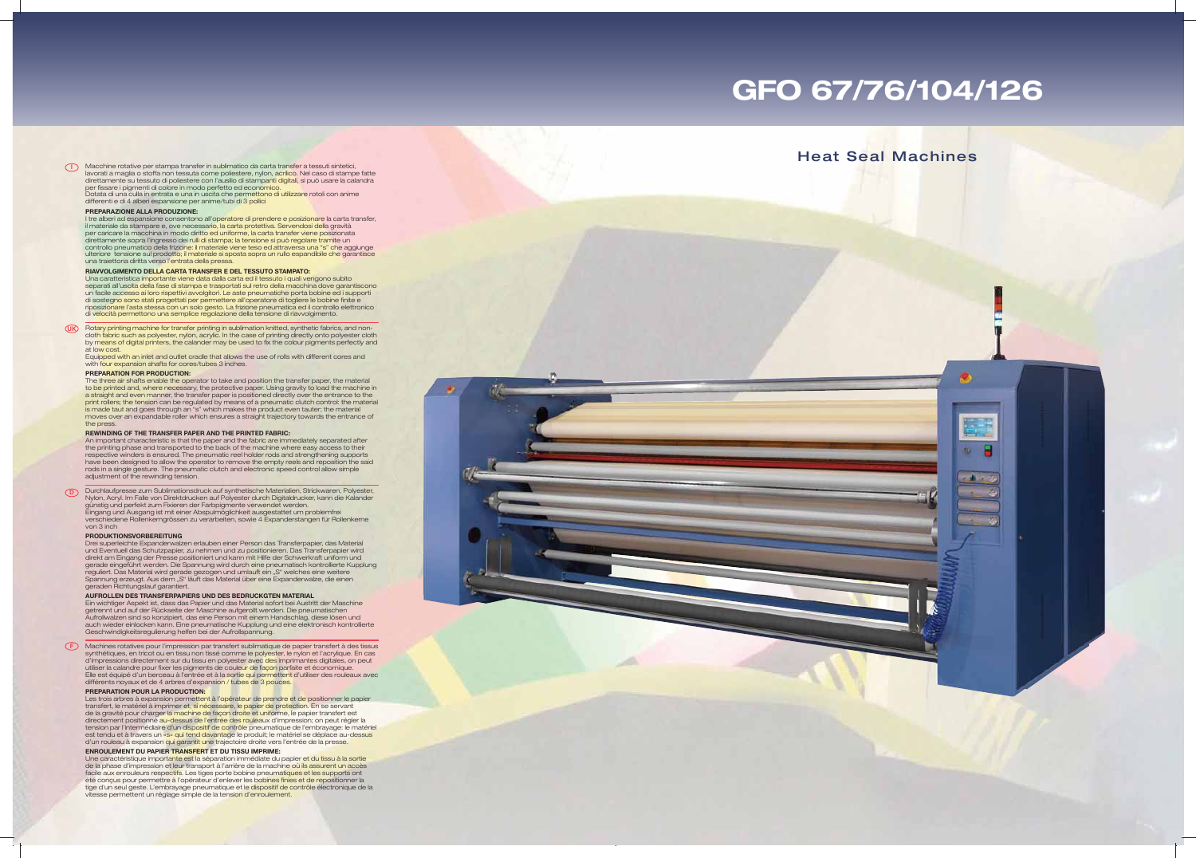# GFO 67/76/104/126

## Heat Seal Machines

(I) Macchine rotative per stampa transfer in sublimatico da carta transfer a tessuti sintetici, lavorati a maglia o stoffa non tessuta come poliestere, nylon, acrilico. Nel caso di stampe fatte direttamente su tessuto di poliestere con l'ausilio di stampanti digitali, si può usare la calandra per fissare i pigmenti di colore in modo perfetto ed economico.
Dotata di una culla in entrata e una in uscita che permettono di utilizzare rotoli con anime differenti e di 4 alberi espansione per anime/tubi di 3 pollici

**PREPARAZIONE ALLA PRODUZIONE:**
I tre alberi ad espansione consentono all'operatore di prendere e posizionare la carta transfer, il materiale da stampare e, ove necessario, la carta protettiva. Servendosi della gravità per caricare la macchina in modo diritto ed uniforme, la carta transfer viene posizionata direttamente sopra l'ingresso dei rulli di stampa; la tensione si può regolare tramite un controllo pneumatico della frizione: il materiale viene teso ed attraversa una "s" che aggiunge ulteriore tensione sul prodotto; il materiale si sposta sopra un rullo espandibile che garantisce una traiettoria diritta verso l'entrata della pressa.

**RIAVVOLGIMENTO DELLA CARTA TRANSFER E DEL TESSUTO STAMPATO:**
Una caratteristica importante viene data dalla carta ed il tessuto i quali vengono subito separati all'uscita della fase di stampa e trasportati sul retro della macchina dove garantiscono un facile accesso ai loro rispettivi avvolgitori. Le aste pneumatiche porta bobine ed i supporti di sostegno sono stati progettati per permettere all'operatore di togliere le bobine finite e riposizionare l'asta stessa con un solo gesto. La frizione pneumatica ed il controllo elettronico di velocità permettono una semplice regolazione della tensione di riavvolgimento.

(UK) Rotary printing machine for transfer printing in sublimation knitted, synthetic fabrics, and non-cloth fabric such as polyester, nylon, acrylic. In the case of printing directly onto polyester cloth by means of digital printers, the calander may be used to fix the colour pigments perfectly and at low cost.
Equipped with an inlet and outlet cradle that allows the use of rolls with different cores and with four expansion shafts for cores/tubes 3 inches.

**PREPARATION FOR PRODUCTION:**
The three air shafts enable the operator to take and position the transfer paper, the material to be printed and, where necessary, the protective paper. Using gravity to load the machine in a straight and even manner, the transfer paper is positioned directly over the entrance to the print rollers; the tension can be regulated by means of a pneumatic clutch control: the material is made taut and goes through an "s" which makes the product even tauter; the material moves over an expandable roller which ensures a straight trajectory towards the entrance of the press.

**REWINDING OF THE TRANSFER PAPER AND THE PRINTED FABRIC:**
An important characteristic is that the paper and the fabric are immediately separated after the printing phase and transported to the back of the machine where easy access to their respective winders is ensured. The pneumatic reel holder rods and strengthening supports have been designed to allow the operator to remove the empty reels and reposition the said rods in a single gesture. The pneumatic clutch and electronic speed control allow simple adjustment of the rewinding tension.

(D) Durchlaufpresse zum Sublimationsdruck auf synthetische Materialien, Strickwaren, Polyester, Nylon, Acryl. Im Falle von Direktdrucken auf Polyester durch Digitaldrucker, kann die Kalander günstig und perfekt zum Fixieren der Farbpigmente verwendet werden.
Eingang und Ausgang ist mit einer Abspulmöglichkeit ausgestattet um problemfrei verschiedene Rollenkerngrössen zu verarbeiten, sowie 4 Expanderstangen für Rollenkerne von 3 inch

**PRODUKTIONSVORBEREITUNG**
Drei superleichte Expanderwalzen erlauben einer Person das Transferpapier, das Material und Eventuell das Schutzpapier, zu nehmen und zu positionieren. Das Transferpapier wird direkt am Eingang der Presse positioniert und kann mit Hilfe der Schwerkraft uniform und gerade eingeführt werden. Die Spannung wird durch eine pneumatisch kontrollierte Kupplung reguliert. Das Material wird gerade gezogen und umlauft ein „S" welches eine weitere Spannung erzeugt. Aus dem „S" läuft das Material über eine Expanderwalze, die einen geraden Richtungslauf garantiert.

**AUFROLLEN DES TRANSFERPAPIERS UND DES BEDRUCKTGEN MATERIAL**
Ein wichtiger Aspekt ist, dass das Papier und das Material sofort bei Austritt der Maschine getrennt und auf der Rückseite der Maschine aufgerollt werden. Die pneumatischen Aufrollwalzen sind so konzipiert, das eine Person mit einem Handschlag, diese lösen und auch wieder einlocken kann. Eine pneumatische Kupplung und eine elektronisch kontrollierte Geschwindigkeitsregulierung helfen bei der Aufrollspannung.

(F) Machines rotatives pour l'impression par transfert sublimatique de papier transfert à des tissus synthétiques, en tricot ou en tissu non tissé comme le polyester, le nylon et l'acrylique. En cas d'impressions directement sur du tissu en polyester avec des imprimantes digitales, on peut utiliser la calandre pour fixer les pigments de couleur de façon parfaite et économique.
Elle est équipé d'un berceau à l'entrée et à la sortie qui permettent d'utiliser des rouleaux avec différents noyaux et de 4 arbres d'expansion / tubes de 3 pouces.

**PREPARATION POUR LA PRODUCTION:**
Les trois arbres à expansion permettent à l'opérateur de prendre et de positionner le papier transfert, le matériel à imprimer et, si nécessaire, le papier de protection. En se servant de la gravité pour charger la machine de façon droite et uniforme, le papier transfert est directement positionné au-dessus de l'entrée des rouleaux d'impression; on peut régler la tension par l'intermédiaire d'un dispositif de contrôle pneumatique de l'embrayage: le matériel est tendu et il passe à travers un «s» qui tend davantage le produit; le matériel se déplace au-dessus d'un rouleau à expansion qui garantit une trajectoire droite vers l'entrée de la presse.

**ENROULEMENT DU PAPIER TRANSFERT ET DU TISSU IMPRIME:**
Une caractéristique importante est la séparation immédiate du papier et du tissu à la sortie de la phase d'impression et leur transport à l'arrière de la machine où ils assurent un accès facile aux enrouleurs respectifs. Les tiges porte bobine pneumatiques et les supports ont été conçus pour permettre à l'opérateur d'enlever les bobines finies et de repositionner la tige d'un seul geste. L'embrayage pneumatique et le dispositif de contrôle électronique de la vitesse permettent un réglage simple de la tension d'enroulement.